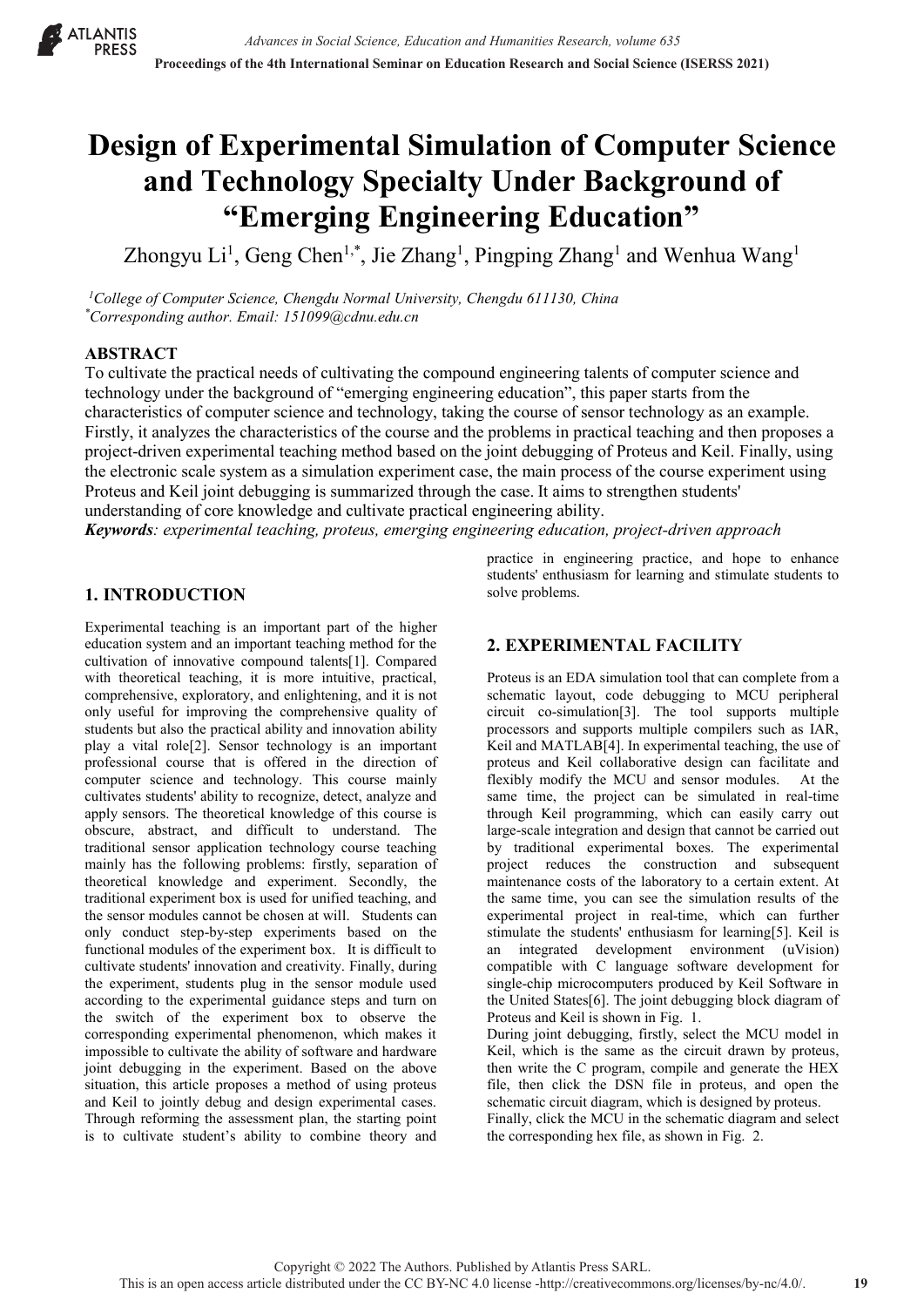# Design of Experimental Simulation of Computer Science and Technology Specialty Under Background of "Emerging Engineering Education"

Zhongyu Li[1], Geng Chen[1,*], Jie Zhang[1], Pingping Zhang[1] and Wenhua Wang[1]

*[1]College of Computer Science, Chengdu Normal University, Chengdu 611130, China*
*[*]Corresponding author. Email: 151099@cdnu.edu.cn*

## ABSTRACT

To cultivate the practical needs of cultivating the compound engineering talents of computer science and technology under the background of "emerging engineering education", this paper starts from the characteristics of computer science and technology, taking the course of sensor technology as an example. Firstly, it analyzes the characteristics of the course and the problems in practical teaching and then proposes a project-driven experimental teaching method based on the joint debugging of Proteus and Keil. Finally, using the electronic scale system as a simulation experiment case, the main process of the course experiment using Proteus and Keil joint debugging is summarized through the case. It aims to strengthen students' understanding of core knowledge and cultivate practical engineering ability.

***Keywords**: experimental teaching, proteus, emerging engineering education, project-driven approach*

## 1. INTRODUCTION

Experimental teaching is an important part of the higher education system and an important teaching method for the cultivation of innovative compound talents[1]. Compared with theoretical teaching, it is more intuitive, practical, comprehensive, exploratory, and enlightening, and it is not only useful for improving the comprehensive quality of students but also the practical ability and innovation ability play a vital role[2]. Sensor technology is an important professional course that is offered in the direction of computer science and technology. This course mainly cultivates students' ability to recognize, detect, analyze and apply sensors. The theoretical knowledge of this course is obscure, abstract, and difficult to understand. The traditional sensor application technology course teaching mainly has the following problems: firstly, separation of theoretical knowledge and experiment. Secondly, the traditional experiment box is used for unified teaching, and the sensor modules cannot be chosen at will. Students can only conduct step-by-step experiments based on the functional modules of the experiment box. It is difficult to cultivate students' innovation and creativity. Finally, during the experiment, students plug in the sensor module used according to the experimental guidance steps and turn on the switch of the experiment box to observe the corresponding experimental phenomenon, which makes it impossible to cultivate the ability of software and hardware joint debugging in the experiment. Based on the above situation, this article proposes a method of using proteus and Keil to jointly debug and design experimental cases. Through reforming the assessment plan, the starting point is to cultivate student's ability to combine theory and practice in engineering practice, and hope to enhance students' enthusiasm for learning and stimulate students to solve problems.

## 2. EXPERIMENTAL FACILITY

Proteus is an EDA simulation tool that can complete from a schematic layout, code debugging to MCU peripheral circuit co-simulation[3]. The tool supports multiple processors and supports multiple compilers such as IAR, Keil and MATLAB[4]. In experimental teaching, the use of proteus and Keil collaborative design can facilitate and flexibly modify the MCU and sensor modules. At the same time, the project can be simulated in real-time through Keil programming, which can easily carry out large-scale integration and design that cannot be carried out by traditional experimental boxes. The experimental project reduces the construction and subsequent maintenance costs of the laboratory to a certain extent. At the same time, you can see the simulation results of the experimental project in real-time, which can further stimulate the students' enthusiasm for learning[5]. Keil is an integrated development environment (uVision) compatible with C language software development for single-chip microcomputers produced by Keil Software in the United States[6]. The joint debugging block diagram of Proteus and Keil is shown in Fig. 1.

During joint debugging, firstly, select the MCU model in Keil, which is the same as the circuit drawn by proteus, then write the C program, compile and generate the HEX file, then click the DSN file in proteus, and open the schematic circuit diagram, which is designed by proteus.

Finally, click the MCU in the schematic diagram and select the corresponding hex file, as shown in Fig. 2.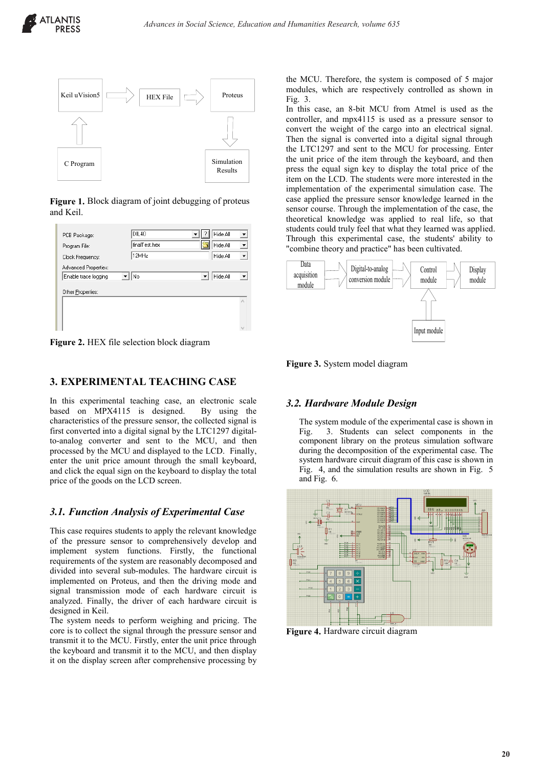Figure 1. Block diagram of joint debugging of proteus and Keil.

Figure 2. HEX file selection block diagram

## 3. EXPERIMENTAL TEACHING CASE

In this experimental teaching case, an electronic scale based on MPX4115 is designed. By using the characteristics of the pressure sensor, the collected signal is first converted into a digital signal by the LTC1297 digital-to-analog converter and sent to the MCU, and then processed by the MCU and displayed to the LCD. Finally, enter the unit price amount through the small keyboard, and click the equal sign on the keyboard to display the total price of the goods on the LCD screen.

### *3.1. Function Analysis of Experimental Case*

This case requires students to apply the relevant knowledge of the pressure sensor to comprehensively develop and implement system functions. Firstly, the functional requirements of the system are reasonably decomposed and divided into several sub-modules. The hardware circuit is implemented on Proteus, and then the driving mode and signal transmission mode of each hardware circuit is analyzed. Finally, the driver of each hardware circuit is designed in Keil.

The system needs to perform weighing and pricing. The core is to collect the signal through the pressure sensor and transmit it to the MCU. Firstly, enter the unit price through the keyboard and transmit it to the MCU, and then display it on the display screen after comprehensive processing by the MCU. Therefore, the system is composed of 5 major modules, which are respectively controlled as shown in Fig. 3.

In this case, an 8-bit MCU from Atmel is used as the controller, and mpx4115 is used as a pressure sensor to convert the weight of the cargo into an electrical signal. Then the signal is converted into a digital signal through the LTC1297 and sent to the MCU for processing. Enter the unit price of the item through the keyboard, and then press the equal sign key to display the total price of the item on the LCD. The students were more interested in the implementation of the experimental simulation case. The case applied the pressure sensor knowledge learned in the sensor course. Through the implementation of the case, the theoretical knowledge was applied to real life, so that students could truly feel that what they learned was applied. Through this experimental case, the students' ability to "combine theory and practice" has been cultivated.

Figure 3. System model diagram

### *3.2. Hardware Module Design*

The system module of the experimental case is shown in Fig. 3. Students can select components in the component library on the proteus simulation software during the decomposition of the experimental case. The system hardware circuit diagram of this case is shown in Fig. 4, and the simulation results are shown in Fig. 5 and Fig. 6.

Figure 4. Hardware circuit diagram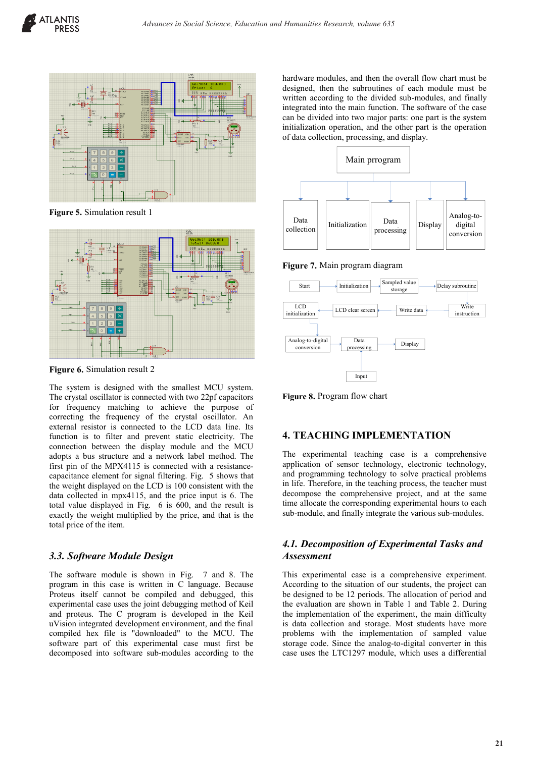Figure 5. Simulation result 1

Figure 6. Simulation result 2

The system is designed with the smallest MCU system. The crystal oscillator is connected with two 22pf capacitors for frequency matching to achieve the purpose of correcting the frequency of the crystal oscillator. An external resistor is connected to the LCD data line. Its function is to filter and prevent static electricity. The connection between the display module and the MCU adopts a bus structure and a network label method. The first pin of the MPX4115 is connected with a resistance-capacitance element for signal filtering. Fig. 5 shows that the weight displayed on the LCD is 100 consistent with the data collected in mpx4115, and the price input is 6. The total value displayed in Fig. 6 is 600, and the result is exactly the weight multiplied by the price, and that is the total price of the item.

### *3.3. Software Module Design*

The software module is shown in Fig. 7 and 8. The program in this case is written in C language. Because Proteus itself cannot be compiled and debugged, this experimental case uses the joint debugging method of Keil and proteus. The C program is developed in the Keil uVision integrated development environment, and the final compiled hex file is "downloaded" to the MCU. The software part of this experimental case must first be decomposed into software sub-modules according to the hardware modules, and then the overall flow chart must be designed, then the subroutines of each module must be written according to the divided sub-modules, and finally integrated into the main function. The software of the case can be divided into two major parts: one part is the system initialization operation, and the other part is the operation of data collection, processing, and display.

Figure 7. Main program diagram

Figure 8. Program flow chart

## 4. TEACHING IMPLEMENTATION

The experimental teaching case is a comprehensive application of sensor technology, electronic technology, and programming technology to solve practical problems in life. Therefore, in the teaching process, the teacher must decompose the comprehensive project, and at the same time allocate the corresponding experimental hours to each sub-module, and finally integrate the various sub-modules.

### *4.1. Decomposition of Experimental Tasks and Assessment*

This experimental case is a comprehensive experiment. According to the situation of our students, the project can be designed to be 12 periods. The allocation of period and the evaluation are shown in Table 1 and Table 2. During the implementation of the experiment, the main difficulty is data collection and storage. Most students have more problems with the implementation of sampled value storage code. Since the analog-to-digital converter in this case uses the LTC1297 module, which uses a differential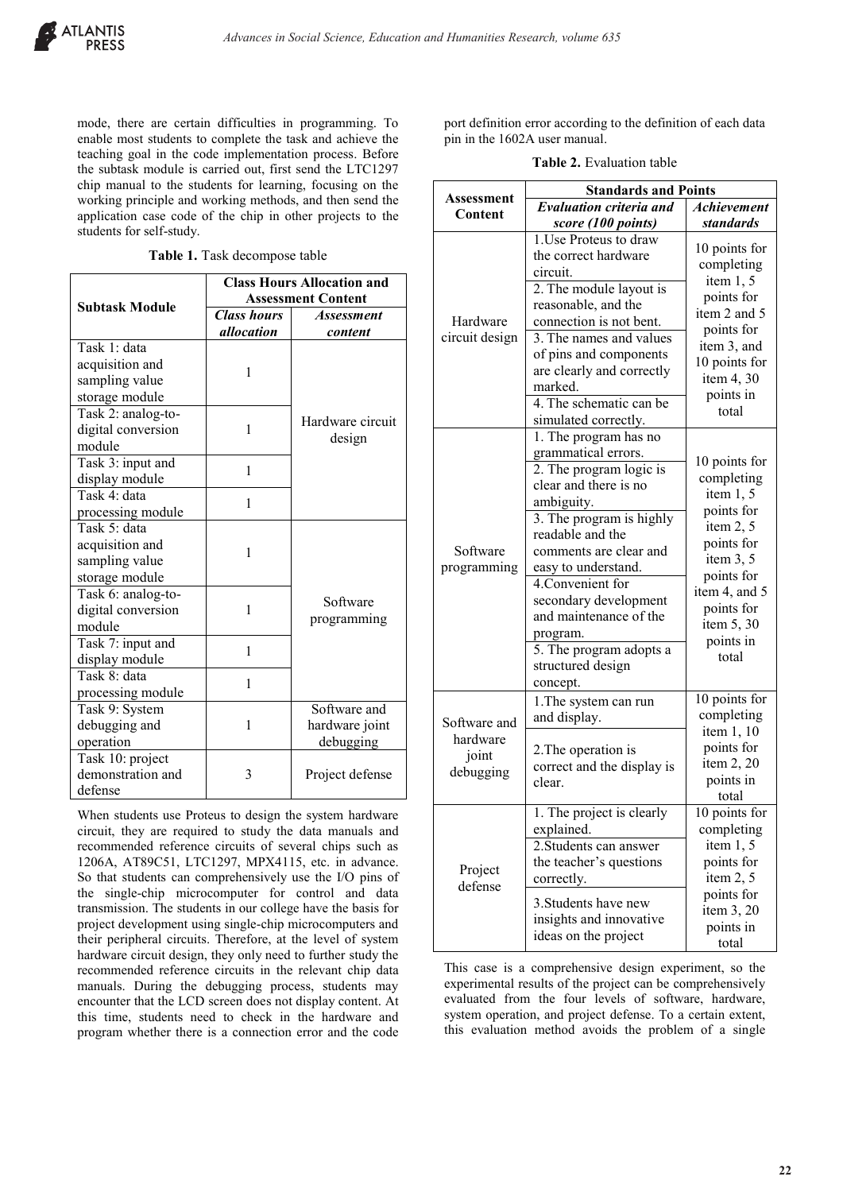mode, there are certain difficulties in programming. To enable most students to complete the task and achieve the teaching goal in the code implementation process. Before the subtask module is carried out, first send the LTC1297 chip manual to the students for learning, focusing on the working principle and working methods, and then send the application case code of the chip in other projects to the students for self-study.

**Table 1.** Task decompose table

| Subtask Module | Class Hours Allocation and Assessment Content | |
|---|---|---|
| | *Class hours allocation* | *Assessment content* |
| Task 1: data acquisition and sampling value storage module | 1 | Hardware circuit design |
| Task 2: analog-to-digital conversion module | 1 | |
| Task 3: input and display module | 1 | |
| Task 4: data processing module | 1 | |
| Task 5: data acquisition and sampling value storage module | 1 | Software programming |
| Task 6: analog-to-digital conversion module | 1 | |
| Task 7: input and display module | 1 | |
| Task 8: data processing module | 1 | |
| Task 9: System debugging and operation | 1 | Software and hardware joint debugging |
| Task 10: project demonstration and defense | 3 | Project defense |

When students use Proteus to design the system hardware circuit, they are required to study the data manuals and recommended reference circuits of several chips such as 1206A, AT89C51, LTC1297, MPX4115, etc. in advance. So that students can comprehensively use the I/O pins of the single-chip microcomputer for control and data transmission. The students in our college have the basis for project development using single-chip microcomputers and their peripheral circuits. Therefore, at the level of system hardware circuit design, they only need to further study the recommended reference circuits in the relevant chip data manuals. During the debugging process, students may encounter that the LCD screen does not display content. At this time, students need to check in the hardware and program whether there is a connection error and the code port definition error according to the definition of each data pin in the 1602A user manual.

**Table 2.** Evaluation table

| Assessment Content | Standards and Points | |
|---|---|---|
| | *Evaluation criteria and score (100 points)* | *Achievement standards* |
| Hardware circuit design | 1.Use Proteus to draw the correct hardware circuit. | 10 points for completing item 1, 5 points for item 2 and 5 points for item 3, and 10 points for item 4, 30 points in total |
| | 2. The module layout is reasonable, and the connection is not bent. | |
| | 3. The names and values of pins and components are clearly and correctly marked. | |
| | 4. The schematic can be simulated correctly. | |
| Software programming | 1. The program has no grammatical errors. | 10 points for completing item 1, 5 points for item 2, 5 points for item 3, 5 points for item 4, and 5 points for item 5, 30 points in total |
| | 2. The program logic is clear and there is no ambiguity. | |
| | 3. The program is highly readable and the comments are clear and easy to understand. | |
| | 4.Convenient for secondary development and maintenance of the program. | |
| | 5. The program adopts a structured design concept. | |
| Software and hardware joint debugging | 1.The system can run and display. | 10 points for completing item 1, 10 points for item 2, 20 points in total |
| | 2.The operation is correct and the display is clear. | |
| Project defense | 1. The project is clearly explained. | 10 points for completing item 1, 5 points for item 2, 5 points for item 3, 20 points in total |
| | 2.Students can answer the teacher's questions correctly. | |
| | 3.Students have new insights and innovative ideas on the project | |

This case is a comprehensive design experiment, so the experimental results of the project can be comprehensively evaluated from the four levels of software, hardware, system operation, and project defense. To a certain extent, this evaluation method avoids the problem of a single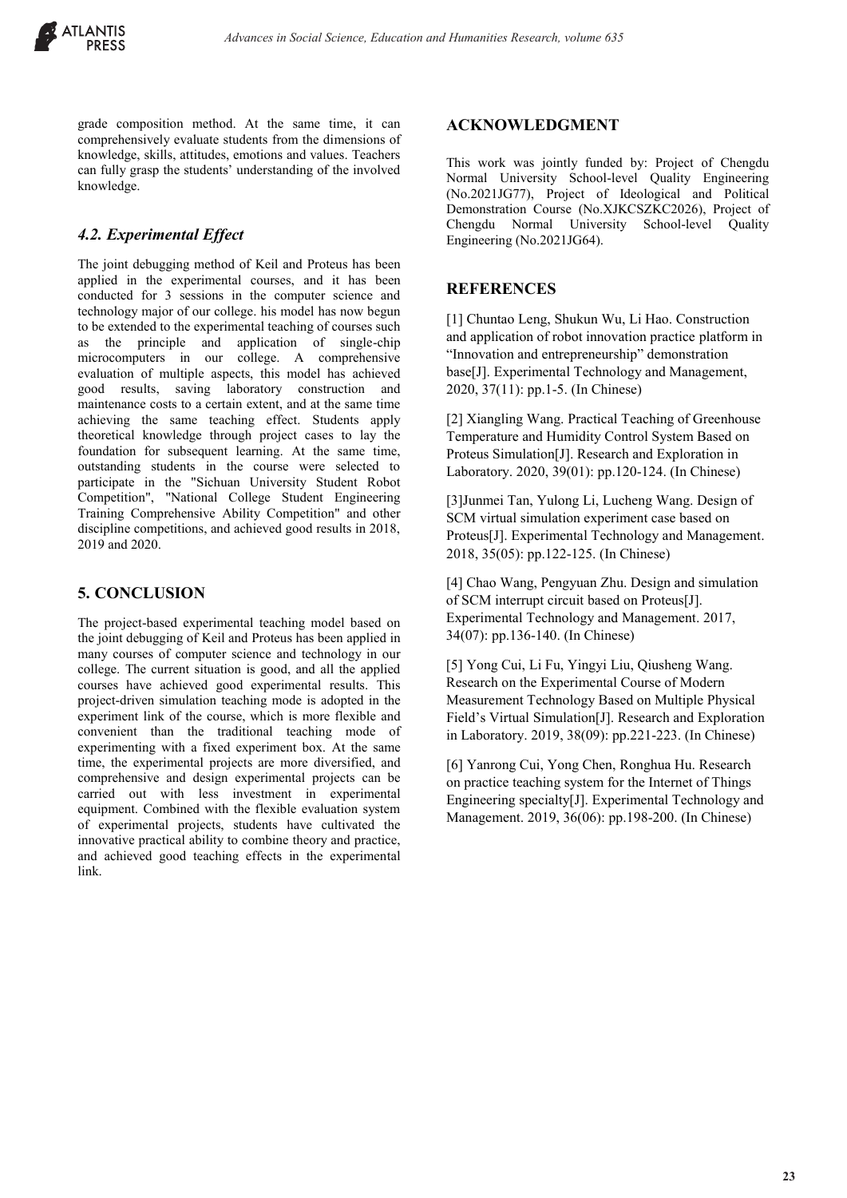grade composition method. At the same time, it can comprehensively evaluate students from the dimensions of knowledge, skills, attitudes, emotions and values. Teachers can fully grasp the students' understanding of the involved knowledge.

### *4.2. Experimental Effect*

The joint debugging method of Keil and Proteus has been applied in the experimental courses, and it has been conducted for 3 sessions in the computer science and technology major of our college. his model has now begun to be extended to the experimental teaching of courses such as the principle and application of single-chip microcomputers in our college. A comprehensive evaluation of multiple aspects, this model has achieved good results, saving laboratory construction and maintenance costs to a certain extent, and at the same time achieving the same teaching effect. Students apply theoretical knowledge through project cases to lay the foundation for subsequent learning. At the same time, outstanding students in the course were selected to participate in the "Sichuan University Student Robot Competition", "National College Student Engineering Training Comprehensive Ability Competition" and other discipline competitions, and achieved good results in 2018, 2019 and 2020.

## 5. CONCLUSION

The project-based experimental teaching model based on the joint debugging of Keil and Proteus has been applied in many courses of computer science and technology in our college. The current situation is good, and all the applied courses have achieved good experimental results. This project-driven simulation teaching mode is adopted in the experiment link of the course, which is more flexible and convenient than the traditional teaching mode of experimenting with a fixed experiment box. At the same time, the experimental projects are more diversified, and comprehensive and design experimental projects can be carried out with less investment in experimental equipment. Combined with the flexible evaluation system of experimental projects, students have cultivated the innovative practical ability to combine theory and practice, and achieved good teaching effects in the experimental link.

## ACKNOWLEDGMENT

This work was jointly funded by: Project of Chengdu Normal University School-level Quality Engineering (No.2021JG77), Project of Ideological and Political Demonstration Course (No.XJKCSZKC2026), Project of Chengdu Normal University School-level Quality Engineering (No.2021JG64).

## REFERENCES

[1] Chuntao Leng, Shukun Wu, Li Hao. Construction and application of robot innovation practice platform in "Innovation and entrepreneurship" demonstration base[J]. Experimental Technology and Management, 2020, 37(11): pp.1-5. (In Chinese)

[2] Xiangling Wang. Practical Teaching of Greenhouse Temperature and Humidity Control System Based on Proteus Simulation[J]. Research and Exploration in Laboratory. 2020, 39(01): pp.120-124. (In Chinese)

[3]Junmei Tan, Yulong Li, Lucheng Wang. Design of SCM virtual simulation experiment case based on Proteus[J]. Experimental Technology and Management. 2018, 35(05): pp.122-125. (In Chinese)

[4] Chao Wang, Pengyuan Zhu. Design and simulation of SCM interrupt circuit based on Proteus[J]. Experimental Technology and Management. 2017, 34(07): pp.136-140. (In Chinese)

[5] Yong Cui, Li Fu, Yingyi Liu, Qiusheng Wang. Research on the Experimental Course of Modern Measurement Technology Based on Multiple Physical Field's Virtual Simulation[J]. Research and Exploration in Laboratory. 2019, 38(09): pp.221-223. (In Chinese)

[6] Yanrong Cui, Yong Chen, Ronghua Hu. Research on practice teaching system for the Internet of Things Engineering specialty[J]. Experimental Technology and Management. 2019, 36(06): pp.198-200. (In Chinese)